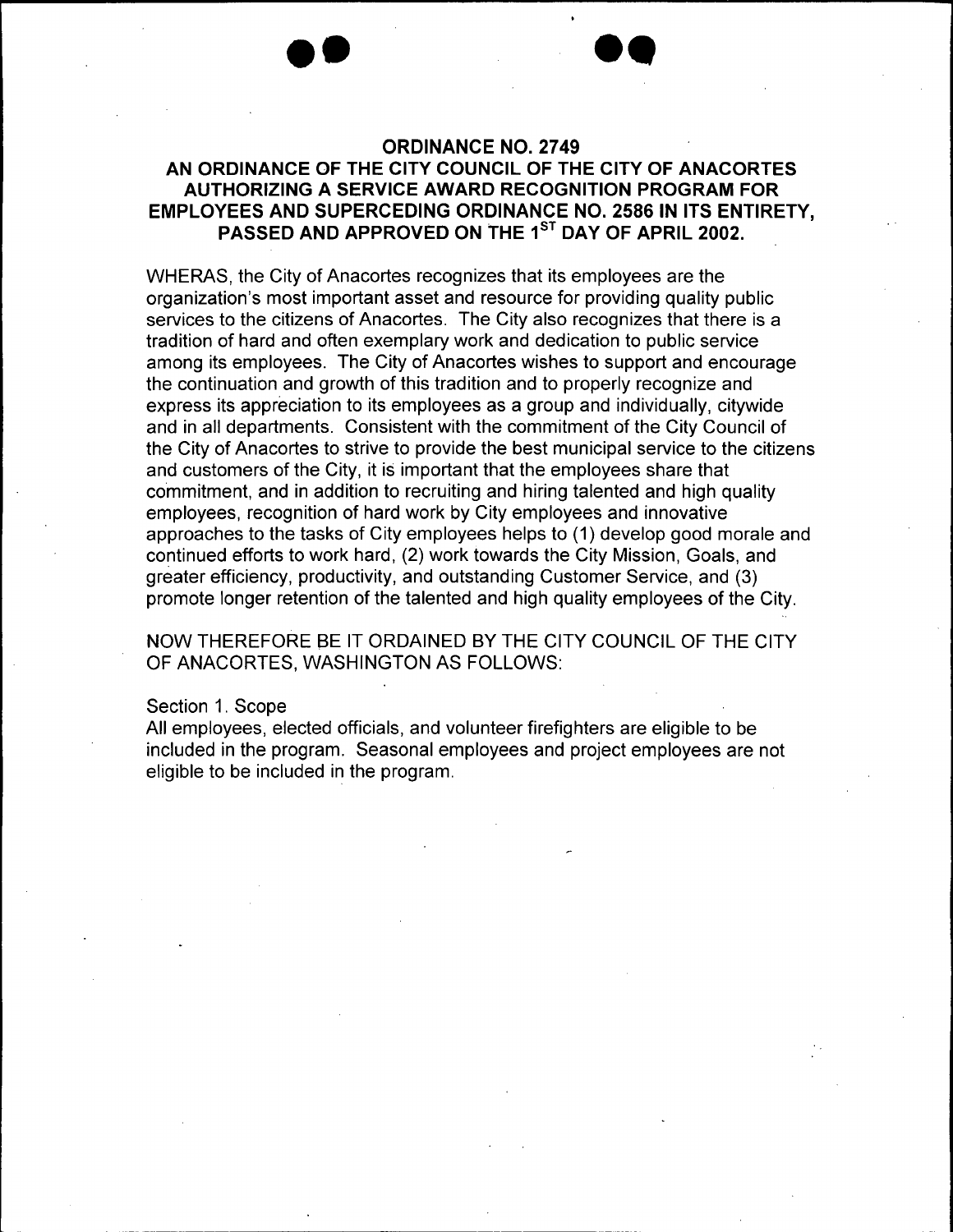# ORDINANCE NO. 2749

## AN ORDINANCE OF THE CITY COUNCIL OF THE CITY OF ANACORTES AUTHORIZING A SERVICE AWARD RECOGNITION PROGRAM FOR EMPLOYEES AND SUPERCEDING ORDINANCE NO. 2586 IN ITS ENTIRETY, PASSED AND APPROVED ON THE 1ST DAY OF APRIL 2002.

WHERAS, the City of Anacortes recognizes that its employees are the organization's most important asset and resource for providing quality public services to the citizens of Anacortes. The City also recognizes that there is a tradition of hard and often exemplary work and dedication to public service among its employees. The City of Anacortes wishes to support and encourage the continuation and growth of this tradition and to properly recognize and express its appreciation to its employees as a group and individually, citywide and in all departments. Consistent with the commitment of the City Council of the City of Anacortes to strive to provide the best municipal service to the citizens and customers of the City, it is important that the employees share that commitment, and in addition to recruiting and hiring talented and high quality employees, recognition of hard work by City employees and innovative approaches to the tasks of City employees helps to (1) develop good morale and continued efforts to work hard, (2) work towards the City Mission, Goals, and greater efficiency, productivity, and outstanding Customer Service, and (3) promote longer retention of the talented and high quality employees of the City.

NOW THEREFORE BE IT ORDAINED BY THE CITY COUNCIL OF THE CITY OF ANACORTES, WASHINGTON AS FOLLOWS:

Section 1. Scope

All employees, elected officials, and volunteer firefighters are eligible to be included in the program. Seasonal employees and project employees are not eligible to be included in the program.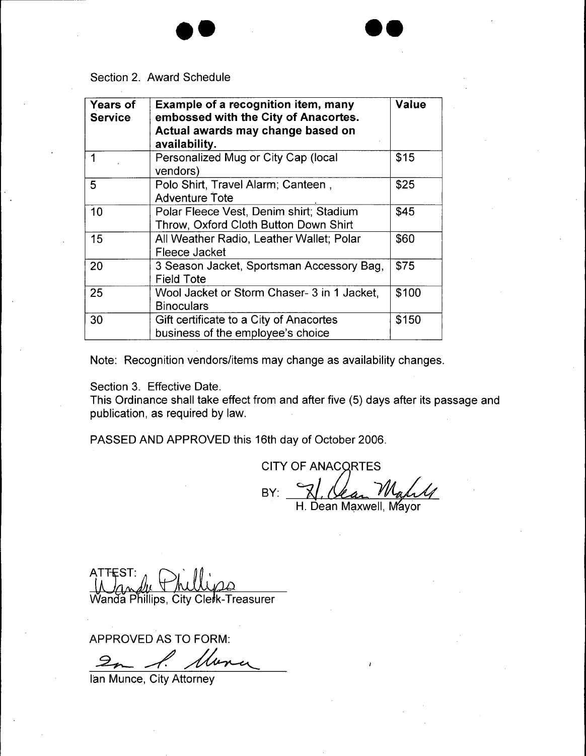Section 2. Award Schedule

| Years of Service | Example of a recognition item, many embossed with the City of Anacortes. Actual awards may change based on availability. | Value |
|---|---|---|
| 1 | Personalized Mug or City Cap (local vendors) | $15 |
| 5 | Polo Shirt, Travel Alarm; Canteen , Adventure Tote | $25 |
| 10 | Polar Fleece Vest, Denim shirt; Stadium Throw, Oxford Cloth Button Down Shirt | $45 |
| 15 | All Weather Radio, Leather Wallet; Polar Fleece Jacket | $60 |
| 20 | 3 Season Jacket, Sportsman Accessory Bag, Field Tote | $75 |
| 25 | Wool Jacket or Storm Chaser- 3 in 1 Jacket, Binoculars | $100 |
| 30 | Gift certificate to a City of Anacortes business of the employee's choice | $150 |

Note: Recognition vendors/items may change as availability changes.

Section 3. Effective Date.
This Ordinance shall take effect from and after five (5) days after its passage and publication, as required by law.

PASSED AND APPROVED this 16th day of October 2006.

CITY OF ANACORTES

BY: ______________________
H. Dean Maxwell, Mayor

ATTEST:
______________________
Wanda Phillips, City Clerk-Treasurer

APPROVED AS TO FORM:
______________________
Ian Munce, City Attorney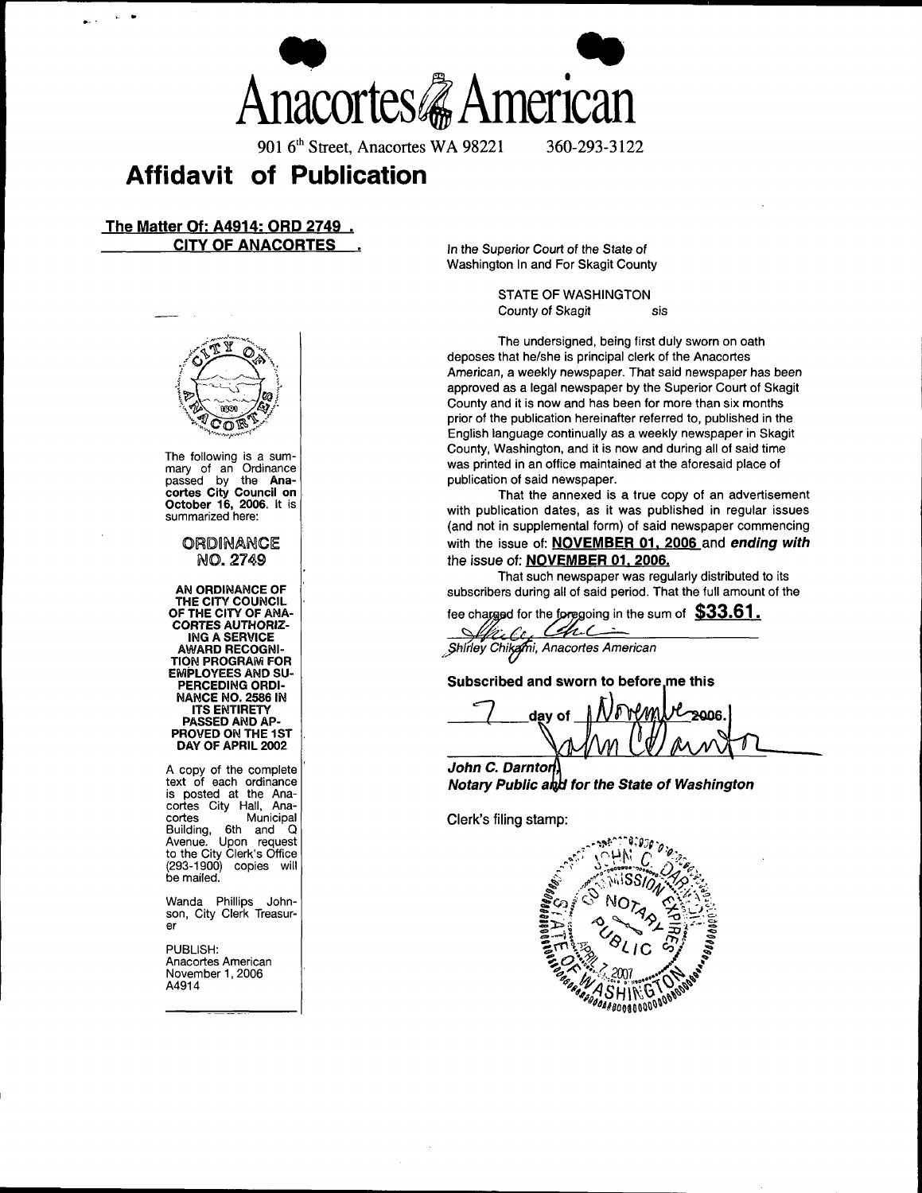# Anacortes American

901 6th Street, Anacortes WA 98221 360-293-3122

## Affidavit of Publication

**The Matter Of: A4914: ORD 2749 .**
**CITY OF ANACORTES .**

The following is a summary of an Ordinance passed by the **Anacortes City Council on October 16, 2006**. It is summarized here:

**ORDINANCE NO. 2749**

**AN ORDINANCE OF THE CITY COUNCIL OF THE CITY OF ANACORTES AUTHORIZING A SERVICE AWARD RECOGNITION PROGRAM FOR EMPLOYEES AND SUPERCEDING ORDINANCE NO. 2586 IN ITS ENTIRETY PASSED AND APPROVED ON THE 1ST DAY OF APRIL 2002**

A copy of the complete text of each ordinance is posted at the Anacortes City Hall, Anacortes Municipal Building, 6th and Q Avenue. Upon request to the City Clerk's Office (293-1900) copies will be mailed.

Wanda Phillips Johnson, City Clerk Treasurer

PUBLISH:
Anacortes American
November 1, 2006
A4914

*In the Superior Court of the State of Washington In and For Skagit County*

STATE OF WASHINGTON
County of Skagit sis

The undersigned, being first duly sworn on oath deposes that he/she is principal clerk of the Anacortes American, a weekly newspaper. That said newspaper has been approved as a legal newspaper by the Superior Court of Skagit County and it is now and has been for more than six months prior of the publication hereinafter referred to, published in the English language continually as a weekly newspaper in Skagit County, Washington, and it is now and during all of said time was printed in an office maintained at the aforesaid place of publication of said newspaper.

That the annexed is a true copy of an advertisement with publication dates, as it was published in regular issues (and not in supplemental form) of said newspaper commencing with the issue of: **NOVEMBER 01, 2006** and ***ending with*** the issue of: **NOVEMBER 01, 2006.**

That such newspaper was regularly distributed to its subscribers during all of said period. That the full amount of the fee charged for the foregoing in the sum of **$33.61.**

*Shirley Chikami, Anacortes American*

**Subscribed and sworn to before me this**

7 day of November 2006.

***John C. Darnton***
***Notary Public and for the State of Washington***

Clerk's filing stamp:

JOHN C. DARNTON
COMMISSION EXPIRES
NOTARY PUBLIC
APRIL 7, 2007
STATE OF WASHINGTON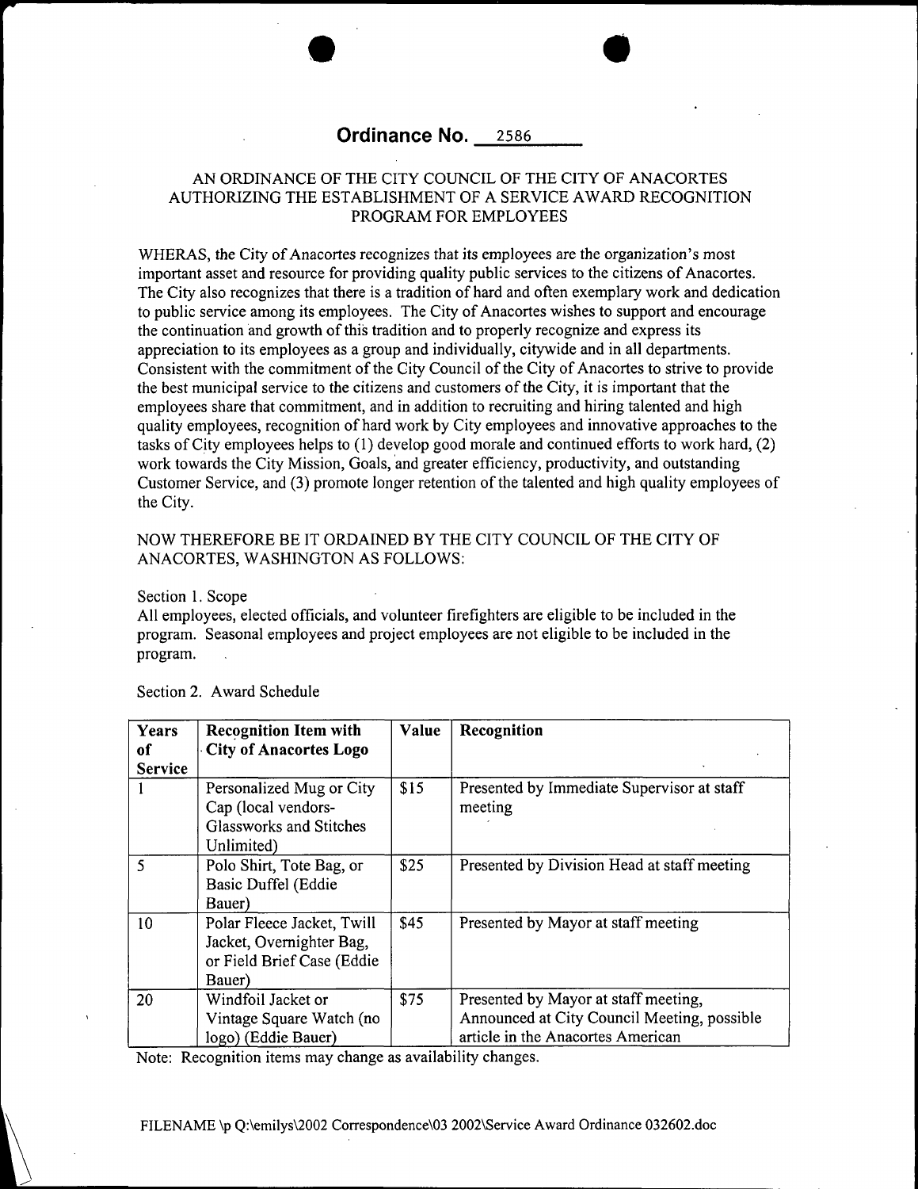# Ordinance No. 2586

AN ORDINANCE OF THE CITY COUNCIL OF THE CITY OF ANACORTES AUTHORIZING THE ESTABLISHMENT OF A SERVICE AWARD RECOGNITION PROGRAM FOR EMPLOYEES

WHERAS, the City of Anacortes recognizes that its employees are the organization's most important asset and resource for providing quality public services to the citizens of Anacortes. The City also recognizes that there is a tradition of hard and often exemplary work and dedication to public service among its employees. The City of Anacortes wishes to support and encourage the continuation and growth of this tradition and to properly recognize and express its appreciation to its employees as a group and individually, citywide and in all departments. Consistent with the commitment of the City Council of the City of Anacortes to strive to provide the best municipal service to the citizens and customers of the City, it is important that the employees share that commitment, and in addition to recruiting and hiring talented and high quality employees, recognition of hard work by City employees and innovative approaches to the tasks of City employees helps to (1) develop good morale and continued efforts to work hard, (2) work towards the City Mission, Goals, and greater efficiency, productivity, and outstanding Customer Service, and (3) promote longer retention of the talented and high quality employees of the City.

NOW THEREFORE BE IT ORDAINED BY THE CITY COUNCIL OF THE CITY OF ANACORTES, WASHINGTON AS FOLLOWS:

Section 1. Scope
All employees, elected officials, and volunteer firefighters are eligible to be included in the program. Seasonal employees and project employees are not eligible to be included in the program.

Section 2. Award Schedule

| Years of Service | Recognition Item with City of Anacortes Logo | Value | Recognition |
|---|---|---|---|
| 1 | Personalized Mug or City Cap (local vendors- Glassworks and Stitches Unlimited) | $15 | Presented by Immediate Supervisor at staff meeting |
| 5 | Polo Shirt, Tote Bag, or Basic Duffel (Eddie Bauer) | $25 | Presented by Division Head at staff meeting |
| 10 | Polar Fleece Jacket, Twill Jacket, Overnighter Bag, or Field Brief Case (Eddie Bauer) | $45 | Presented by Mayor at staff meeting |
| 20 | Windfoil Jacket or Vintage Square Watch (no logo) (Eddie Bauer) | $75 | Presented by Mayor at staff meeting, Announced at City Council Meeting, possible article in the Anacortes American |

Note: Recognition items may change as availability changes.

FILENAME \p Q:\emilys\2002 Correspondence\03 2002\Service Award Ordinance 032602.doc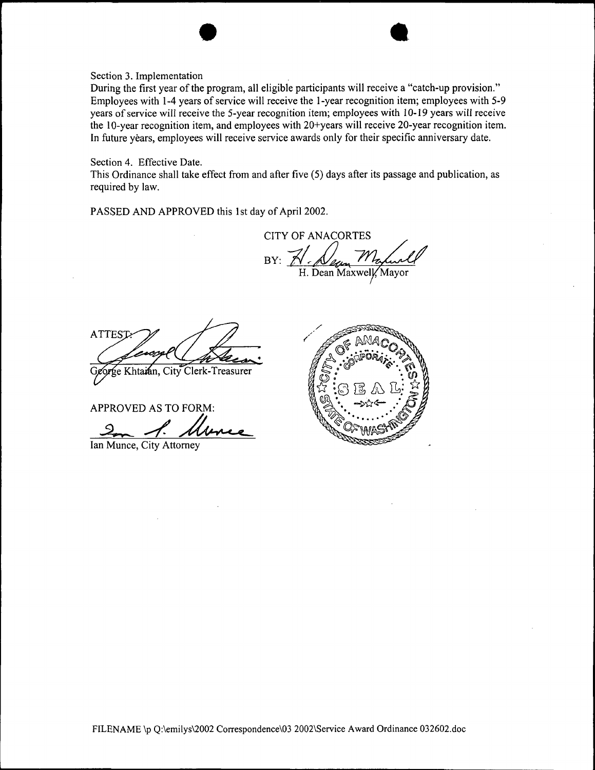Section 3. Implementation

During the first year of the program, all eligible participants will receive a "catch-up provision." Employees with 1-4 years of service will receive the 1-year recognition item; employees with 5-9 years of service will receive the 5-year recognition item; employees with 10-19 years will receive the 10-year recognition item, and employees with 20+years will receive 20-year recognition item. In future yèars, employees will receive service awards only for their specific anniversary date.

Section 4. Effective Date.

This Ordinance shall take effect from and after five (5) days after its passage and publication, as required by law.

PASSED AND APPROVED this 1st day of April 2002.

CITY OF ANACORTES

BY: H. Dean Maxwell

H. Dean Maxwell, Mayor

ATTEST:

George Khtaian, City Clerk-Treasurer

APPROVED AS TO FORM:

Ian Munce, City Attorney

CITY OF ANACORTES CORPORATE SEAL STATE OF WASHINGTON

FILENAME \p Q:\emilys\2002 Correspondence\03 2002\Service Award Ordinance 032602.doc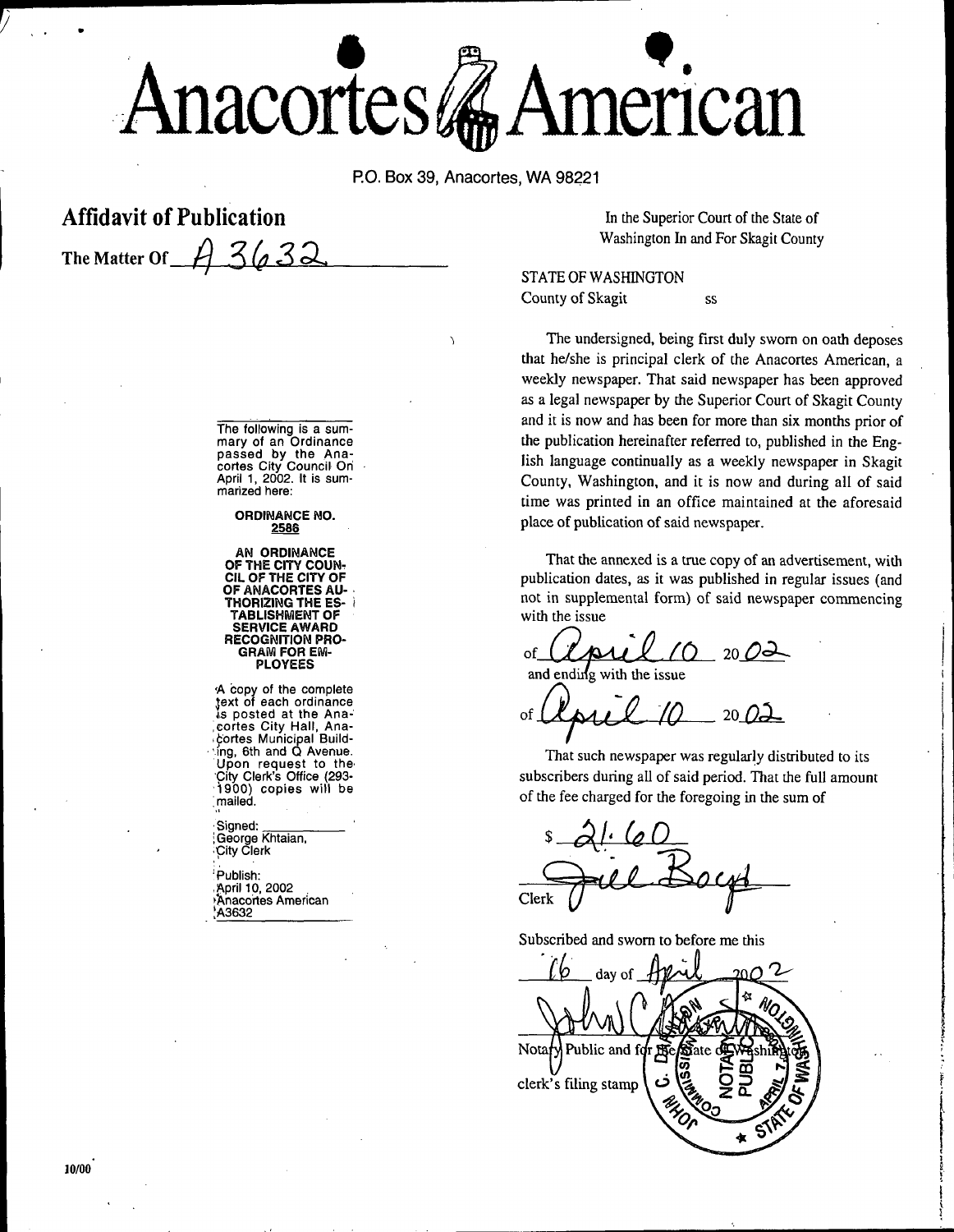# Anacortes American

P.O. Box 39, Anacortes, WA 98221

## Affidavit of Publication

**The Matter Of** A 3632

In the Superior Court of the State of Washington In and For Skagit County

STATE OF WASHINGTON
County of Skagit ss

The undersigned, being first duly sworn on oath deposes that he/she is principal clerk of the Anacortes American, a weekly newspaper. That said newspaper has been approved as a legal newspaper by the Superior Court of Skagit County and it is now and has been for more than six months prior of the publication hereinafter referred to, published in the English language continually as a weekly newspaper in Skagit County, Washington, and it is now and during all of said time was printed in an office maintained at the aforesaid place of publication of said newspaper.

That the annexed is a true copy of an advertisement, with publication dates, as it was published in regular issues (and not in supplemental form) of said newspaper commencing with the issue

of April 10 2002

and ending with the issue

of April 10 2002

That such newspaper was regularly distributed to its subscribers during all of said period. That the full amount of the fee charged for the foregoing in the sum of

$ 21.60

Jill Boyd
Clerk

Subscribed and sworn to before me this

16 day of April 2002

Notary Public and for the State of Washington

clerk's filing stamp

---

The following is a summary of an Ordinance passed by the Anacortes City Council On April 1, 2002. It is summarized here:

**ORDINANCE NO. 2586**

**AN ORDINANCE OF THE CITY COUNCIL OF THE CITY OF OF ANACORTES AUTHORIZING THE ESTABLISHMENT OF SERVICE AWARD RECOGNITION PROGRAM FOR EMPLOYEES**

A copy of the complete text of each ordinance is posted at the Anacortes City Hall, Anacortes Municipal Building, 6th and Q Avenue. Upon request to the City Clerk's Office (293-1900) copies will be mailed.

Signed: ____________
George Khtaian,
City Clerk

Publish:
April 10, 2002
Anacortes American
A3632

10/00